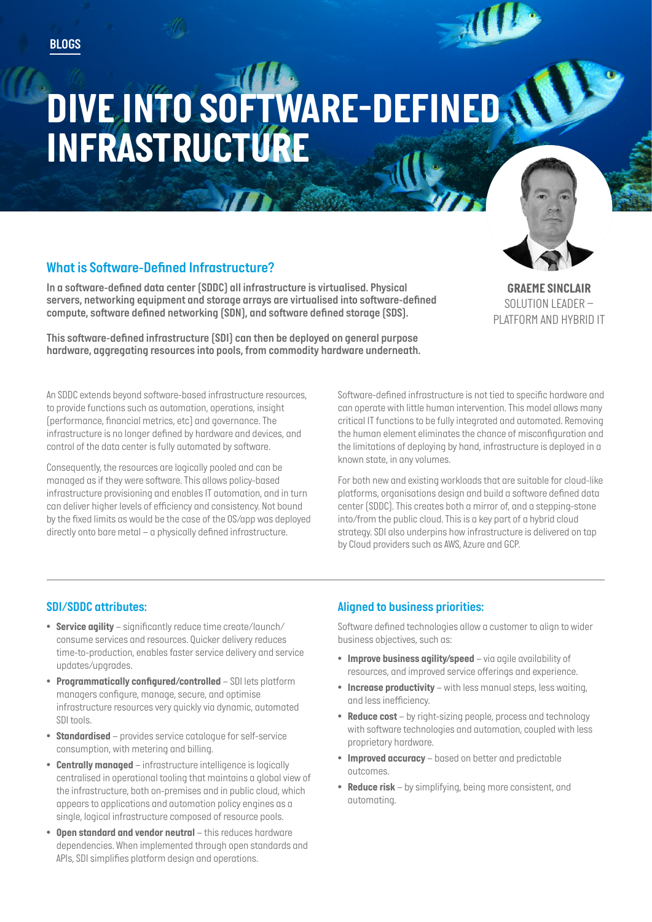BLOGS

# DIVE INTO SOFTWARE-DEFINED INFRASTRUCTURE

**GRAEME SINCLAIR**
SOLUTION LEADER – PLATFORM AND HYBRID IT

## What is Software-Defined Infrastructure?

**In a software-defined data center (SDDC) all infrastructure is virtualised. Physical servers, networking equipment and storage arrays are virtualised into software-defined compute, software defined networking (SDN), and software defined storage (SDS).**

**This software-defined infrastructure (SDI) can then be deployed on general purpose hardware, aggregating resources into pools, from commodity hardware underneath.**

An SDDC extends beyond software-based infrastructure resources, to provide functions such as automation, operations, insight (performance, financial metrics, etc) and governance. The infrastructure is no longer defined by hardware and devices, and control of the data center is fully automated by software.

Consequently, the resources are logically pooled and can be managed as if they were software. This allows policy-based infrastructure provisioning and enables IT automation, and in turn can deliver higher levels of efficiency and consistency. Not bound by the fixed limits as would be the case of the OS/app was deployed directly onto bare metal – a physically defined infrastructure.

Software-defined infrastructure is not tied to specific hardware and can operate with little human intervention. This model allows many critical IT functions to be fully integrated and automated. Removing the human element eliminates the chance of misconfiguration and the limitations of deploying by hand, infrastructure is deployed in a known state, in any volumes.

For both new and existing workloads that are suitable for cloud-like platforms, organisations design and build a software defined data center (SDDC). This creates both a mirror of, and a stepping-stone into/from the public cloud. This is a key part of a hybrid cloud strategy. SDI also underpins how infrastructure is delivered on tap by Cloud providers such as AWS, Azure and GCP.

---

## SDI/SDDC attributes:

- **Service agility** – significantly reduce time create/launch/consume services and resources. Quicker delivery reduces time-to-production, enables faster service delivery and service updates/upgrades.
- **Programmatically configured/controlled** – SDI lets platform managers configure, manage, secure, and optimise infrastructure resources very quickly via dynamic, automated SDI tools.
- **Standardised** – provides service catalogue for self-service consumption, with metering and billing.
- **Centrally managed** – infrastructure intelligence is logically centralised in operational tooling that maintains a global view of the infrastructure, both on-premises and in public cloud, which appears to applications and automation policy engines as a single, logical infrastructure composed of resource pools.
- **Open standard and vendor neutral** – this reduces hardware dependencies. When implemented through open standards and APIs, SDI simplifies platform design and operations.

## Aligned to business priorities:

Software defined technologies allow a customer to align to wider business objectives, such as:

- **Improve business agility/speed** – via agile availability of resources, and improved service offerings and experience.
- **Increase productivity** – with less manual steps, less waiting, and less inefficiency.
- **Reduce cost** – by right-sizing people, process and technology with software technologies and automation, coupled with less proprietary hardware.
- **Improved accuracy** – based on better and predictable outcomes.
- **Reduce risk** – by simplifying, being more consistent, and automating.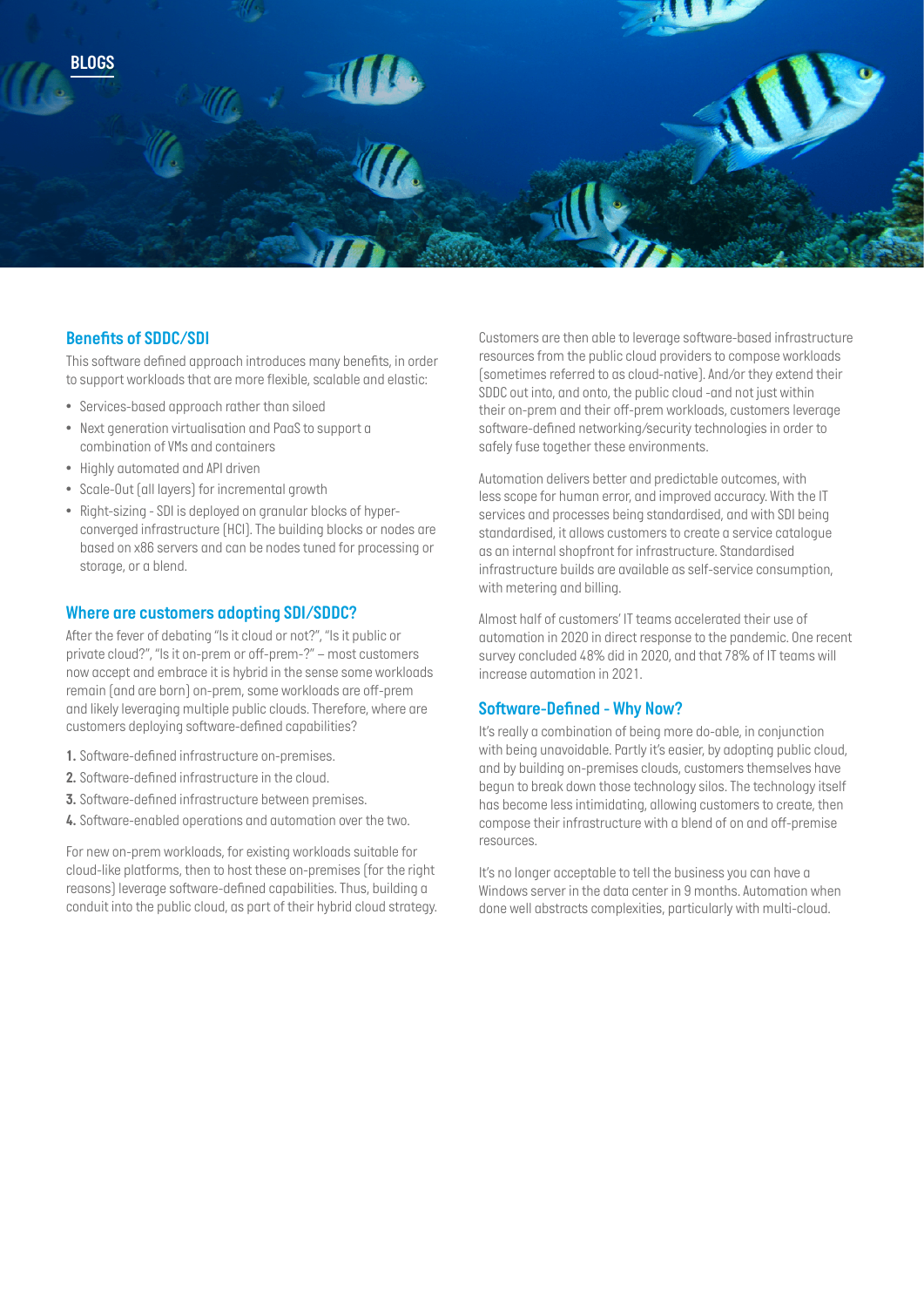BLOGS

## Benefits of SDDC/SDI

This software defined approach introduces many benefits, in order to support workloads that are more flexible, scalable and elastic:

- Services-based approach rather than siloed
- Next generation virtualisation and PaaS to support a combination of VMs and containers
- Highly automated and API driven
- Scale-Out (all layers) for incremental growth
- Right-sizing - SDI is deployed on granular blocks of hyper-converged infrastructure (HCI). The building blocks or nodes are based on x86 servers and can be nodes tuned for processing or storage, or a blend.

## Where are customers adopting SDI/SDDC?

After the fever of debating "Is it cloud or not?", "Is it public or private cloud?", "Is it on-prem or off-prem-?" – most customers now accept and embrace it is hybrid in the sense some workloads remain (and are born) on-prem, some workloads are off-prem and likely leveraging multiple public clouds. Therefore, where are customers deploying software-defined capabilities?

1. Software-defined infrastructure on-premises.
2. Software-defined infrastructure in the cloud.
3. Software-defined infrastructure between premises.
4. Software-enabled operations and automation over the two.

For new on-prem workloads, for existing workloads suitable for cloud-like platforms, then to host these on-premises (for the right reasons) leverage software-defined capabilities. Thus, building a conduit into the public cloud, as part of their hybrid cloud strategy.

Customers are then able to leverage software-based infrastructure resources from the public cloud providers to compose workloads (sometimes referred to as cloud-native). And/or they extend their SDDC out into, and onto, the public cloud -and not just within their on-prem and their off-prem workloads, customers leverage software-defined networking/security technologies in order to safely fuse together these environments.

Automation delivers better and predictable outcomes, with less scope for human error, and improved accuracy. With the IT services and processes being standardised, and with SDI being standardised, it allows customers to create a service catalogue as an internal shopfront for infrastructure. Standardised infrastructure builds are available as self-service consumption, with metering and billing.

Almost half of customers' IT teams accelerated their use of automation in 2020 in direct response to the pandemic. One recent survey concluded 48% did in 2020, and that 78% of IT teams will increase automation in 2021.

## Software-Defined - Why Now?

It's really a combination of being more do-able, in conjunction with being unavoidable. Partly it's easier, by adopting public cloud, and by building on-premises clouds, customers themselves have begun to break down those technology silos. The technology itself has become less intimidating, allowing customers to create, then compose their infrastructure with a blend of on and off-premise resources.

It's no longer acceptable to tell the business you can have a Windows server in the data center in 9 months. Automation when done well abstracts complexities, particularly with multi-cloud.